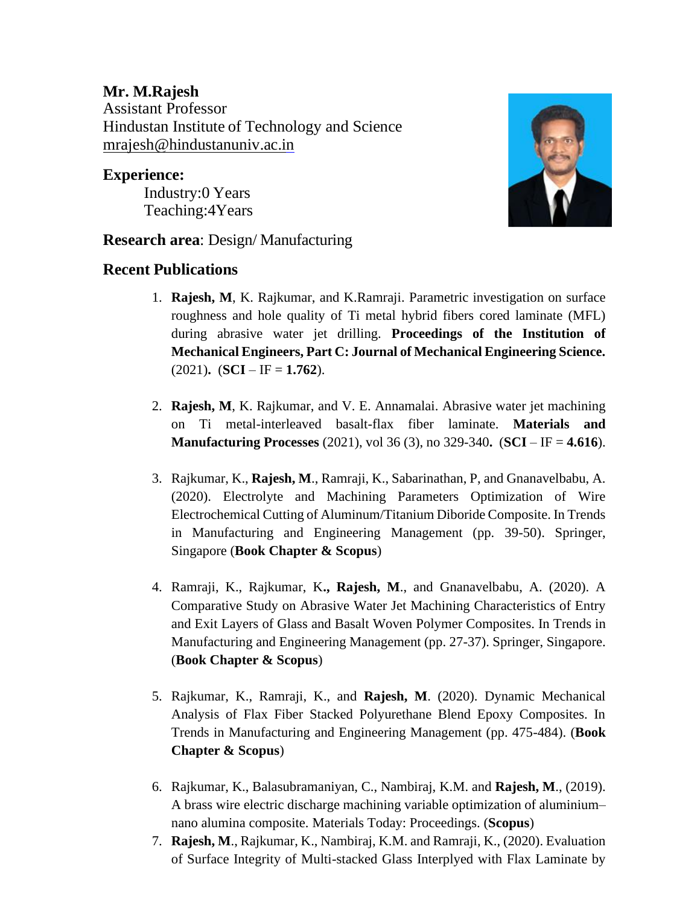**Mr. M.Rajesh**
Assistant Professor
Hindustan Institute of Technology and Science
mrajesh@hindustanuniv.ac.in

## Experience:

Industry:0 Years
Teaching:4Years

**Research area**: Design/ Manufacturing

## Recent Publications

1. **Rajesh, M**, K. Rajkumar, and K.Ramraji. Parametric investigation on surface roughness and hole quality of Ti metal hybrid fibers cored laminate (MFL) during abrasive water jet drilling. **Proceedings of the Institution of Mechanical Engineers, Part C: Journal of Mechanical Engineering Science.** (2021)**.** (**SCI** – IF = **1.762**).

2. **Rajesh, M**, K. Rajkumar, and V. E. Annamalai. Abrasive water jet machining on Ti metal-interleaved basalt-flax fiber laminate. **Materials and Manufacturing Processes** (2021), vol 36 (3), no 329-340**.** (**SCI** – IF = **4.616**).

3. Rajkumar, K., **Rajesh, M**., Ramraji, K., Sabarinathan, P, and Gnanavelbabu, A. (2020). Electrolyte and Machining Parameters Optimization of Wire Electrochemical Cutting of Aluminum/Titanium Diboride Composite. In Trends in Manufacturing and Engineering Management (pp. 39-50). Springer, Singapore (**Book Chapter & Scopus**)

4. Ramraji, K., Rajkumar, K**., Rajesh, M**., and Gnanavelbabu, A. (2020). A Comparative Study on Abrasive Water Jet Machining Characteristics of Entry and Exit Layers of Glass and Basalt Woven Polymer Composites. In Trends in Manufacturing and Engineering Management (pp. 27-37). Springer, Singapore. (**Book Chapter & Scopus**)

5. Rajkumar, K., Ramraji, K., and **Rajesh, M**. (2020). Dynamic Mechanical Analysis of Flax Fiber Stacked Polyurethane Blend Epoxy Composites. In Trends in Manufacturing and Engineering Management (pp. 475-484). (**Book Chapter & Scopus**)

6. Rajkumar, K., Balasubramaniyan, C., Nambiraj, K.M. and **Rajesh, M**., (2019). A brass wire electric discharge machining variable optimization of aluminium–nano alumina composite. Materials Today: Proceedings. (**Scopus**)

7. **Rajesh, M**., Rajkumar, K., Nambiraj, K.M. and Ramraji, K., (2020). Evaluation of Surface Integrity of Multi-stacked Glass Interplyed with Flax Laminate by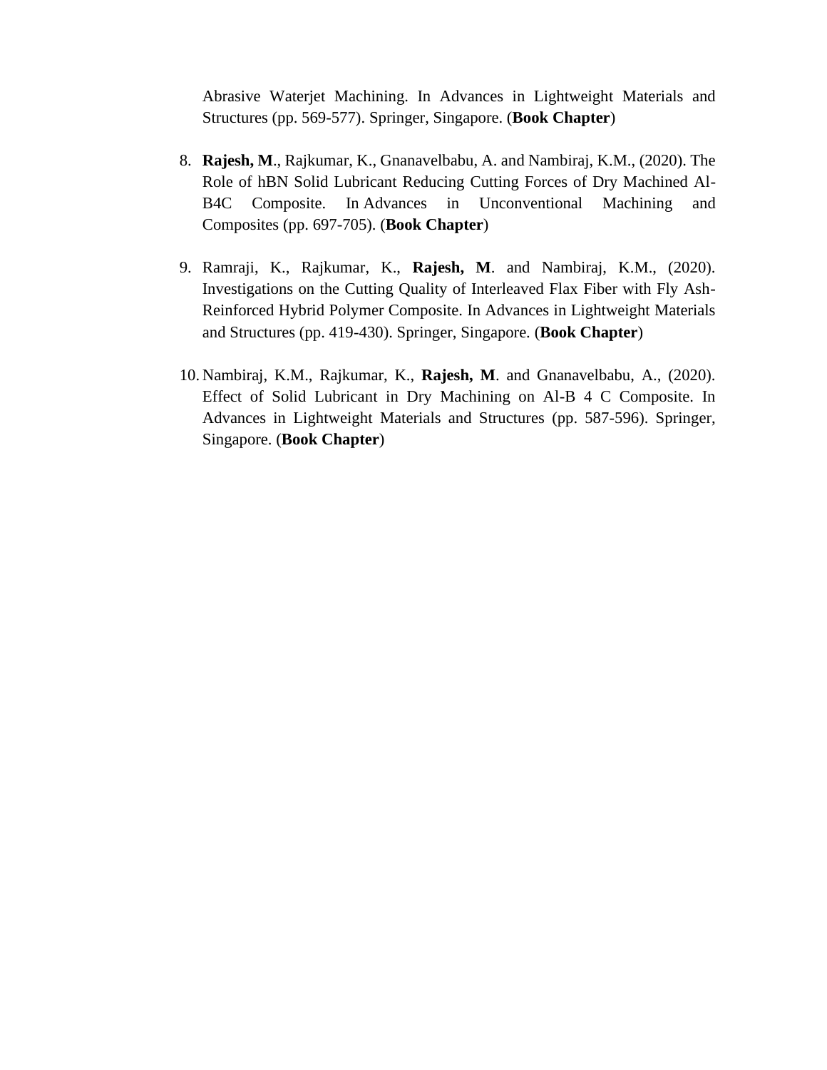Abrasive Waterjet Machining. In Advances in Lightweight Materials and Structures (pp. 569-577). Springer, Singapore. (**Book Chapter**)

8. **Rajesh, M**., Rajkumar, K., Gnanavelbabu, A. and Nambiraj, K.M., (2020). The Role of hBN Solid Lubricant Reducing Cutting Forces of Dry Machined Al-B4C Composite. In Advances in Unconventional Machining and Composites (pp. 697-705). (**Book Chapter**)

9. Ramraji, K., Rajkumar, K., **Rajesh, M**. and Nambiraj, K.M., (2020). Investigations on the Cutting Quality of Interleaved Flax Fiber with Fly Ash-Reinforced Hybrid Polymer Composite. In Advances in Lightweight Materials and Structures (pp. 419-430). Springer, Singapore. (**Book Chapter**)

10. Nambiraj, K.M., Rajkumar, K., **Rajesh, M**. and Gnanavelbabu, A., (2020). Effect of Solid Lubricant in Dry Machining on Al-B 4 C Composite. In Advances in Lightweight Materials and Structures (pp. 587-596). Springer, Singapore. (**Book Chapter**)